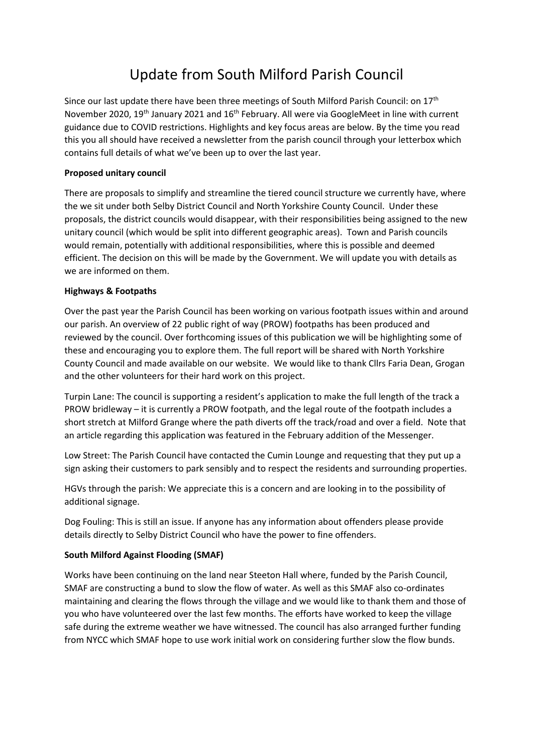# Update from South Milford Parish Council

Since our last update there have been three meetings of South Milford Parish Council: on 17th November 2020, 19th January 2021 and 16th February. All were via GoogleMeet in line with current guidance due to COVID restrictions. Highlights and key focus areas are below. By the time you read this you all should have received a newsletter from the parish council through your letterbox which contains full details of what we've been up to over the last year.

**Proposed unitary council**

There are proposals to simplify and streamline the tiered council structure we currently have, where the we sit under both Selby District Council and North Yorkshire County Council. Under these proposals, the district councils would disappear, with their responsibilities being assigned to the new unitary council (which would be split into different geographic areas). Town and Parish councils would remain, potentially with additional responsibilities, where this is possible and deemed efficient. The decision on this will be made by the Government. We will update you with details as we are informed on them.

**Highways & Footpaths**

Over the past year the Parish Council has been working on various footpath issues within and around our parish. An overview of 22 public right of way (PROW) footpaths has been produced and reviewed by the council. Over forthcoming issues of this publication we will be highlighting some of these and encouraging you to explore them. The full report will be shared with North Yorkshire County Council and made available on our website. We would like to thank Cllrs Faria Dean, Grogan and the other volunteers for their hard work on this project.

Turpin Lane: The council is supporting a resident's application to make the full length of the track a PROW bridleway – it is currently a PROW footpath, and the legal route of the footpath includes a short stretch at Milford Grange where the path diverts off the track/road and over a field. Note that an article regarding this application was featured in the February addition of the Messenger.

Low Street: The Parish Council have contacted the Cumin Lounge and requesting that they put up a sign asking their customers to park sensibly and to respect the residents and surrounding properties.

HGVs through the parish: We appreciate this is a concern and are looking in to the possibility of additional signage.

Dog Fouling: This is still an issue. If anyone has any information about offenders please provide details directly to Selby District Council who have the power to fine offenders.

**South Milford Against Flooding (SMAF)**

Works have been continuing on the land near Steeton Hall where, funded by the Parish Council, SMAF are constructing a bund to slow the flow of water. As well as this SMAF also co-ordinates maintaining and clearing the flows through the village and we would like to thank them and those of you who have volunteered over the last few months. The efforts have worked to keep the village safe during the extreme weather we have witnessed. The council has also arranged further funding from NYCC which SMAF hope to use work initial work on considering further slow the flow bunds.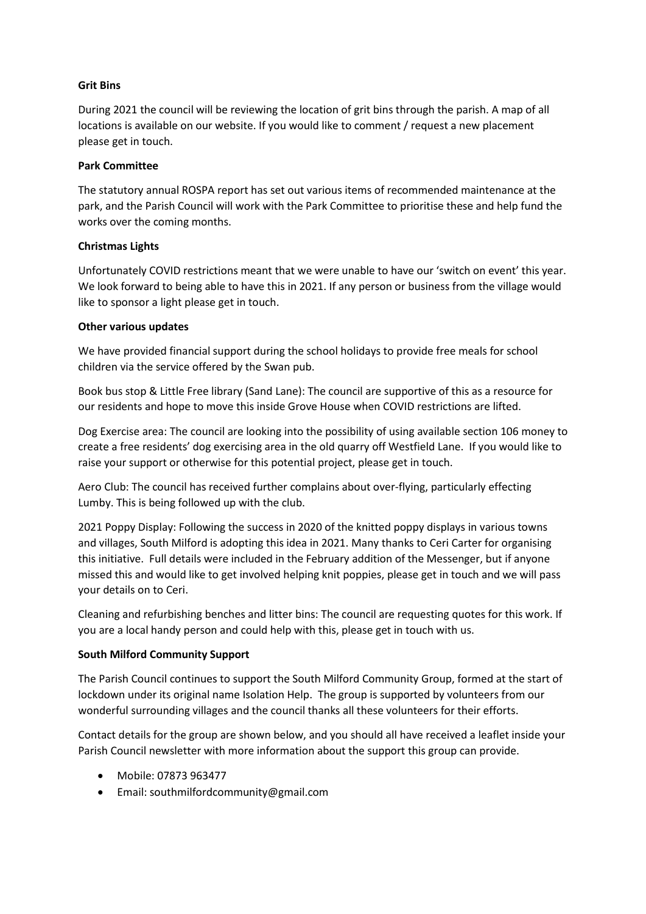**Grit Bins**

During 2021 the council will be reviewing the location of grit bins through the parish. A map of all locations is available on our website. If you would like to comment / request a new placement please get in touch.

**Park Committee**

The statutory annual ROSPA report has set out various items of recommended maintenance at the park, and the Parish Council will work with the Park Committee to prioritise these and help fund the works over the coming months.

**Christmas Lights**

Unfortunately COVID restrictions meant that we were unable to have our 'switch on event' this year. We look forward to being able to have this in 2021. If any person or business from the village would like to sponsor a light please get in touch.

**Other various updates**

We have provided financial support during the school holidays to provide free meals for school children via the service offered by the Swan pub.

Book bus stop & Little Free library (Sand Lane): The council are supportive of this as a resource for our residents and hope to move this inside Grove House when COVID restrictions are lifted.

Dog Exercise area: The council are looking into the possibility of using available section 106 money to create a free residents' dog exercising area in the old quarry off Westfield Lane. If you would like to raise your support or otherwise for this potential project, please get in touch.

Aero Club: The council has received further complains about over-flying, particularly effecting Lumby. This is being followed up with the club.

2021 Poppy Display: Following the success in 2020 of the knitted poppy displays in various towns and villages, South Milford is adopting this idea in 2021. Many thanks to Ceri Carter for organising this initiative. Full details were included in the February addition of the Messenger, but if anyone missed this and would like to get involved helping knit poppies, please get in touch and we will pass your details on to Ceri.

Cleaning and refurbishing benches and litter bins: The council are requesting quotes for this work. If you are a local handy person and could help with this, please get in touch with us.

**South Milford Community Support**

The Parish Council continues to support the South Milford Community Group, formed at the start of lockdown under its original name Isolation Help. The group is supported by volunteers from our wonderful surrounding villages and the council thanks all these volunteers for their efforts.

Contact details for the group are shown below, and you should all have received a leaflet inside your Parish Council newsletter with more information about the support this group can provide.

- Mobile: 07873 963477
- Email: southmilfordcommunity@gmail.com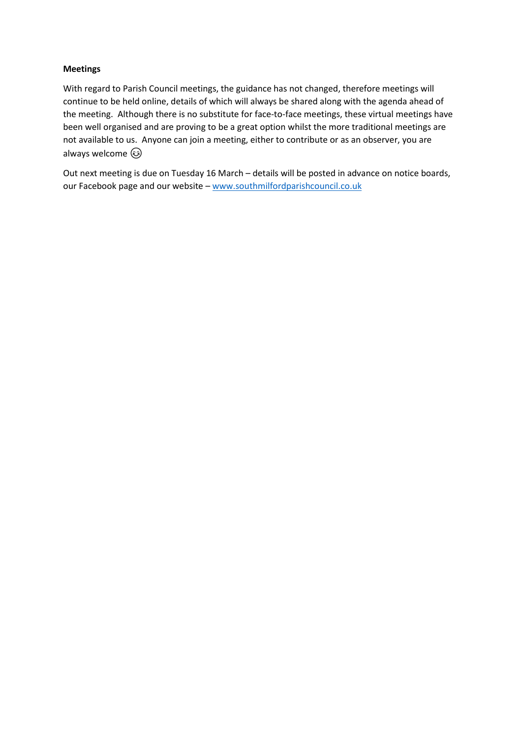**Meetings**

With regard to Parish Council meetings, the guidance has not changed, therefore meetings will continue to be held online, details of which will always be shared along with the agenda ahead of the meeting. Although there is no substitute for face-to-face meetings, these virtual meetings have been well organised and are proving to be a great option whilst the more traditional meetings are not available to us. Anyone can join a meeting, either to contribute or as an observer, you are always welcome 😊

Out next meeting is due on Tuesday 16 March – details will be posted in advance on notice boards, our Facebook page and our website – [www.southmilfordparishcouncil.co.uk](http://www.southmilfordparishcouncil.co.uk)